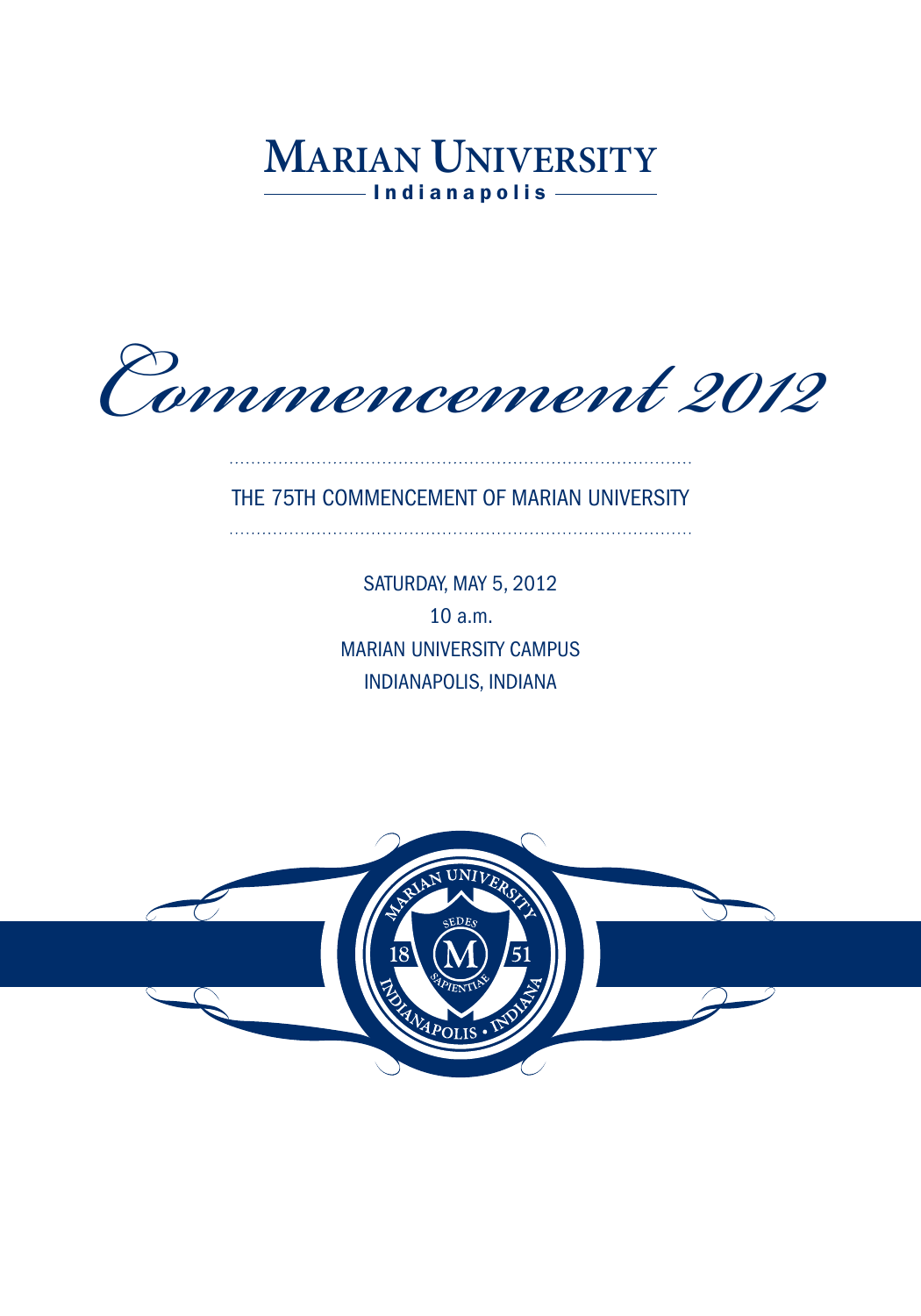# Marian University

Indianapolis

# *Commencement 2012*

THE 75TH COMMENCEMENT OF MARIAN UNIVERSITY

SATURDAY, MAY 5, 2012

10 a.m.

MARIAN UNIVERSITY CAMPUS

INDIANAPOLIS, INDIANA

MARIAN UNIVERSITY

SEDES

18 M 51

SAPIENTIAE

INDIANAPOLIS • INDIANA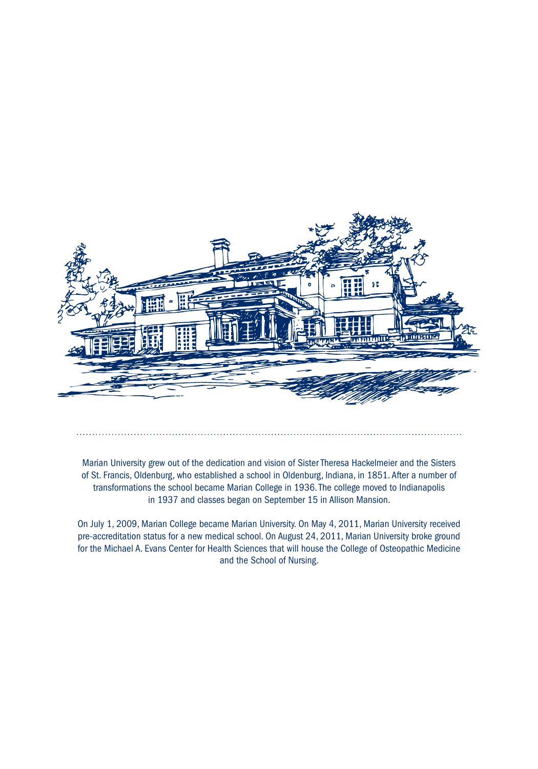Marian University grew out of the dedication and vision of Sister Theresa Hackelmeier and the Sisters of St. Francis, Oldenburg, who established a school in Oldenburg, Indiana, in 1851. After a number of transformations the school became Marian College in 1936. The college moved to Indianapolis in 1937 and classes began on September 15 in Allison Mansion.

On July 1, 2009, Marian College became Marian University. On May 4, 2011, Marian University received pre-accreditation status for a new medical school. On August 24, 2011, Marian University broke ground for the Michael A. Evans Center for Health Sciences that will house the College of Osteopathic Medicine and the School of Nursing.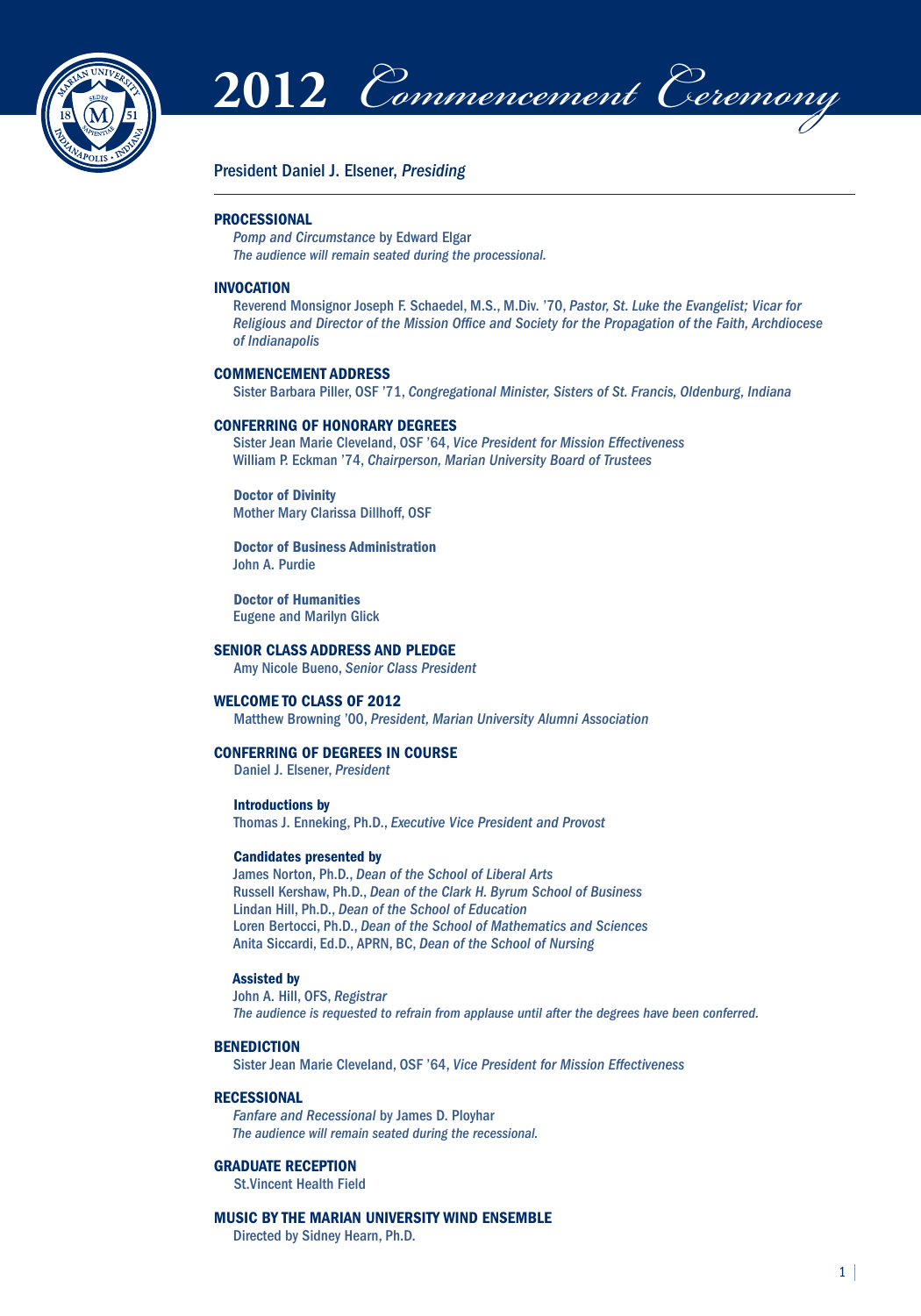# 2012 *Commencement Ceremony*

President Daniel J. Elsener, *Presiding*

---

## PROCESSIONAL

*Pomp and Circumstance* by Edward Elgar
*The audience will remain seated during the processional.*

## INVOCATION

Reverend Monsignor Joseph F. Schaedel, M.S., M.Div. '70, *Pastor, St. Luke the Evangelist; Vicar for Religious and Director of the Mission Office and Society for the Propagation of the Faith, Archdiocese of Indianapolis*

## COMMENCEMENT ADDRESS

Sister Barbara Piller, OSF '71, *Congregational Minister, Sisters of St. Francis, Oldenburg, Indiana*

## CONFERRING OF HONORARY DEGREES

Sister Jean Marie Cleveland, OSF '64, *Vice President for Mission Effectiveness*
William P. Eckman '74, *Chairperson, Marian University Board of Trustees*

**Doctor of Divinity**
Mother Mary Clarissa Dillhoff, OSF

**Doctor of Business Administration**
John A. Purdie

**Doctor of Humanities**
Eugene and Marilyn Glick

## SENIOR CLASS ADDRESS AND PLEDGE

Amy Nicole Bueno, *Senior Class President*

## WELCOME TO CLASS OF 2012

Matthew Browning '00, *President, Marian University Alumni Association*

## CONFERRING OF DEGREES IN COURSE

Daniel J. Elsener, *President*

**Introductions by**
Thomas J. Enneking, Ph.D., *Executive Vice President and Provost*

**Candidates presented by**
James Norton, Ph.D., *Dean of the School of Liberal Arts*
Russell Kershaw, Ph.D., *Dean of the Clark H. Byrum School of Business*
Lindan Hill, Ph.D., *Dean of the School of Education*
Loren Bertocci, Ph.D., *Dean of the School of Mathematics and Sciences*
Anita Siccardi, Ed.D., APRN, BC, *Dean of the School of Nursing*

**Assisted by**
John A. Hill, OFS, *Registrar*
*The audience is requested to refrain from applause until after the degrees have been conferred.*

## BENEDICTION

Sister Jean Marie Cleveland, OSF '64, *Vice President for Mission Effectiveness*

## RECESSIONAL

*Fanfare and Recessional* by James D. Ployhar
*The audience will remain seated during the recessional.*

## GRADUATE RECEPTION

St.Vincent Health Field

## MUSIC BY THE MARIAN UNIVERSITY WIND ENSEMBLE

Directed by Sidney Hearn, Ph.D.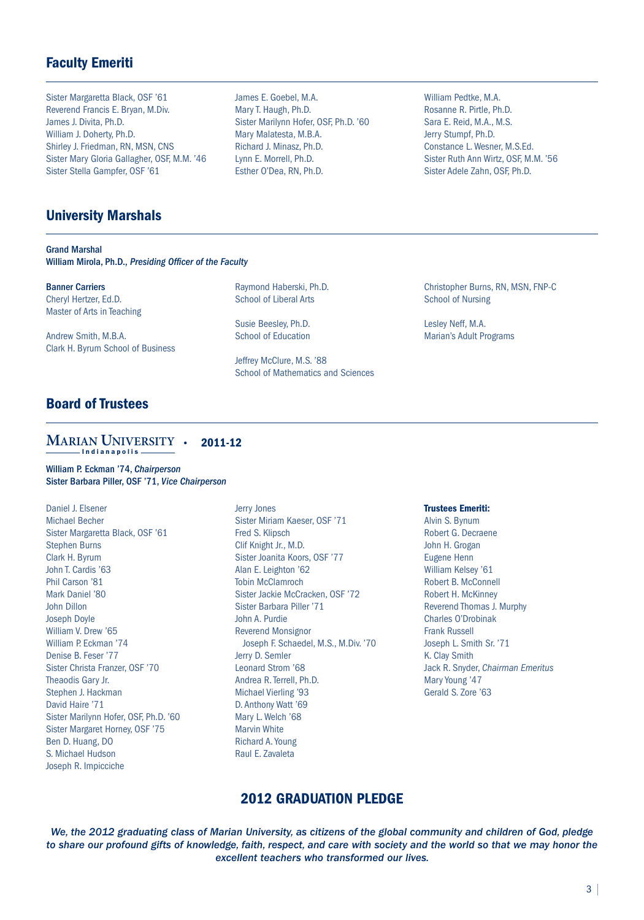## Faculty Emeriti

Sister Margaretta Black, OSF '61
Reverend Francis E. Bryan, M.Div.
James J. Divita, Ph.D.
William J. Doherty, Ph.D.
Shirley J. Friedman, RN, MSN, CNS
Sister Mary Gloria Gallagher, OSF, M.M. '46
Sister Stella Gampfer, OSF '61
James E. Goebel, M.A.
Mary T. Haugh, Ph.D.
Sister Marilynn Hofer, OSF, Ph.D. '60
Mary Malatesta, M.B.A.
Richard J. Minasz, Ph.D.
Lynn E. Morrell, Ph.D.
Esther O'Dea, RN, Ph.D.
William Pedtke, M.A.
Rosanne R. Pirtle, Ph.D.
Sara E. Reid, M.A., M.S.
Jerry Stumpf, Ph.D.
Constance L. Wesner, M.S.Ed.
Sister Ruth Ann Wirtz, OSF, M.M. '56
Sister Adele Zahn, OSF, Ph.D.

## University Marshals

**Grand Marshal**
William Mirola, Ph.D., *Presiding Officer of the Faculty*

**Banner Carriers**
Cheryl Hertzer, Ed.D.
Master of Arts in Teaching

Andrew Smith, M.B.A.
Clark H. Byrum School of Business

Raymond Haberski, Ph.D.
School of Liberal Arts

Susie Beesley, Ph.D.
School of Education

Jeffrey McClure, M.S. '88
School of Mathematics and Sciences

Christopher Burns, RN, MSN, FNP-C
School of Nursing

Lesley Neff, M.A.
Marian's Adult Programs

## Board of Trustees

**Marian University Indianapolis • 2011-12**

William P. Eckman '74, *Chairperson*
Sister Barbara Piller, OSF '71, *Vice Chairperson*

Daniel J. Elsener
Michael Becher
Sister Margaretta Black, OSF '61
Stephen Burns
Clark H. Byrum
John T. Cardis '63
Phil Carson '81
Mark Daniel '80
John Dillon
Joseph Doyle
William V. Drew '65
William P. Eckman '74
Denise B. Feser '77
Sister Christa Franzer, OSF '70
Theaodis Gary Jr.
Stephen J. Hackman
David Haire '71
Sister Marilynn Hofer, OSF, Ph.D. '60
Sister Margaret Horney, OSF '75
Ben D. Huang, DO
S. Michael Hudson
Joseph R. Impicciche
Jerry Jones
Sister Miriam Kaeser, OSF '71
Fred S. Klipsch
Clif Knight Jr., M.D.
Sister Joanita Koors, OSF '77
Alan E. Leighton '62
Tobin McClamroch
Sister Jackie McCracken, OSF '72
Sister Barbara Piller '71
John A. Purdie
Reverend Monsignor Joseph F. Schaedel, M.S., M.Div. '70
Jerry D. Semler
Leonard Strom '68
Andrea R. Terrell, Ph.D.
Michael Vierling '93
D. Anthony Watt '69
Mary L. Welch '68
Marvin White
Richard A. Young
Raul E. Zavaleta

**Trustees Emeriti:**
Alvin S. Bynum
Robert G. Decraene
John H. Grogan
Eugene Henn
William Kelsey '61
Robert B. McConnell
Robert H. McKinney
Reverend Thomas J. Murphy
Charles O'Drobinak
Frank Russell
Joseph L. Smith Sr. '71
K. Clay Smith
Jack R. Snyder, *Chairman Emeritus*
Mary Young '47
Gerald S. Zore '63

## 2012 GRADUATION PLEDGE

*We, the 2012 graduating class of Marian University, as citizens of the global community and children of God, pledge to share our profound gifts of knowledge, faith, respect, and care with society and the world so that we may honor the excellent teachers who transformed our lives.*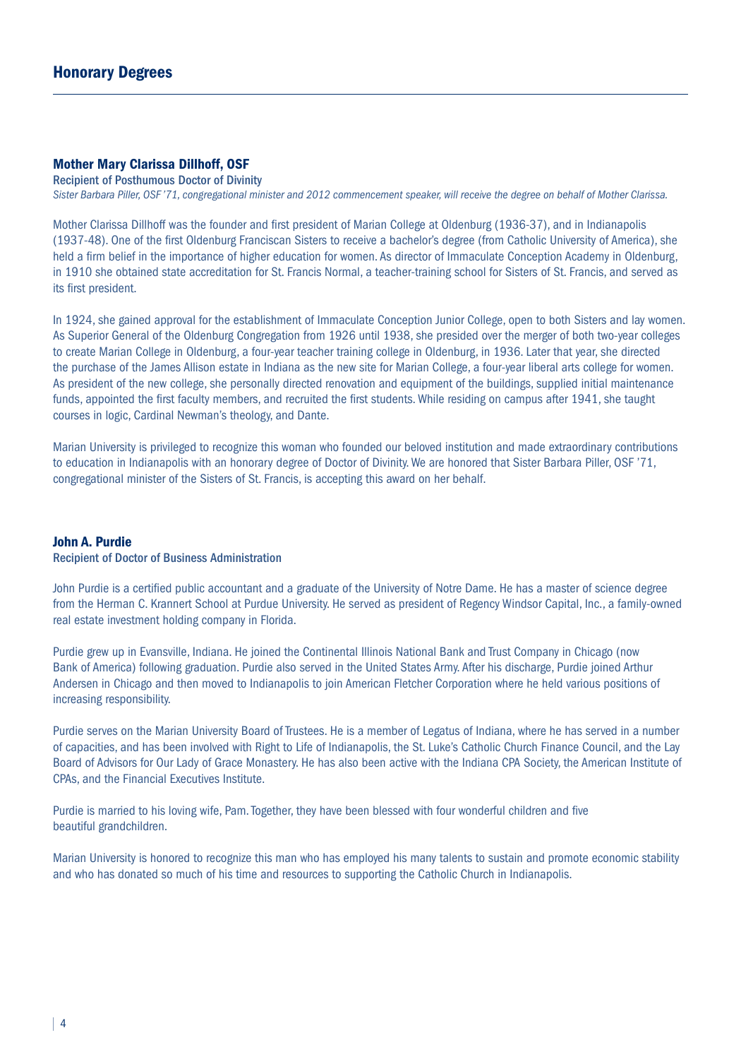# Honorary Degrees

## Mother Mary Clarissa Dillhoff, OSF

**Recipient of Posthumous Doctor of Divinity**

*Sister Barbara Piller, OSF '71, congregational minister and 2012 commencement speaker, will receive the degree on behalf of Mother Clarissa.*

Mother Clarissa Dillhoff was the founder and first president of Marian College at Oldenburg (1936-37), and in Indianapolis (1937-48). One of the first Oldenburg Franciscan Sisters to receive a bachelor's degree (from Catholic University of America), she held a firm belief in the importance of higher education for women. As director of Immaculate Conception Academy in Oldenburg, in 1910 she obtained state accreditation for St. Francis Normal, a teacher-training school for Sisters of St. Francis, and served as its first president.

In 1924, she gained approval for the establishment of Immaculate Conception Junior College, open to both Sisters and lay women. As Superior General of the Oldenburg Congregation from 1926 until 1938, she presided over the merger of both two-year colleges to create Marian College in Oldenburg, a four-year teacher training college in Oldenburg, in 1936. Later that year, she directed the purchase of the James Allison estate in Indiana as the new site for Marian College, a four-year liberal arts college for women. As president of the new college, she personally directed renovation and equipment of the buildings, supplied initial maintenance funds, appointed the first faculty members, and recruited the first students. While residing on campus after 1941, she taught courses in logic, Cardinal Newman's theology, and Dante.

Marian University is privileged to recognize this woman who founded our beloved institution and made extraordinary contributions to education in Indianapolis with an honorary degree of Doctor of Divinity. We are honored that Sister Barbara Piller, OSF '71, congregational minister of the Sisters of St. Francis, is accepting this award on her behalf.

## John A. Purdie

**Recipient of Doctor of Business Administration**

John Purdie is a certified public accountant and a graduate of the University of Notre Dame. He has a master of science degree from the Herman C. Krannert School at Purdue University. He served as president of Regency Windsor Capital, Inc., a family-owned real estate investment holding company in Florida.

Purdie grew up in Evansville, Indiana. He joined the Continental Illinois National Bank and Trust Company in Chicago (now Bank of America) following graduation. Purdie also served in the United States Army. After his discharge, Purdie joined Arthur Andersen in Chicago and then moved to Indianapolis to join American Fletcher Corporation where he held various positions of increasing responsibility.

Purdie serves on the Marian University Board of Trustees. He is a member of Legatus of Indiana, where he has served in a number of capacities, and has been involved with Right to Life of Indianapolis, the St. Luke's Catholic Church Finance Council, and the Lay Board of Advisors for Our Lady of Grace Monastery. He has also been active with the Indiana CPA Society, the American Institute of CPAs, and the Financial Executives Institute.

Purdie is married to his loving wife, Pam. Together, they have been blessed with four wonderful children and five beautiful grandchildren.

Marian University is honored to recognize this man who has employed his many talents to sustain and promote economic stability and who has donated so much of his time and resources to supporting the Catholic Church in Indianapolis.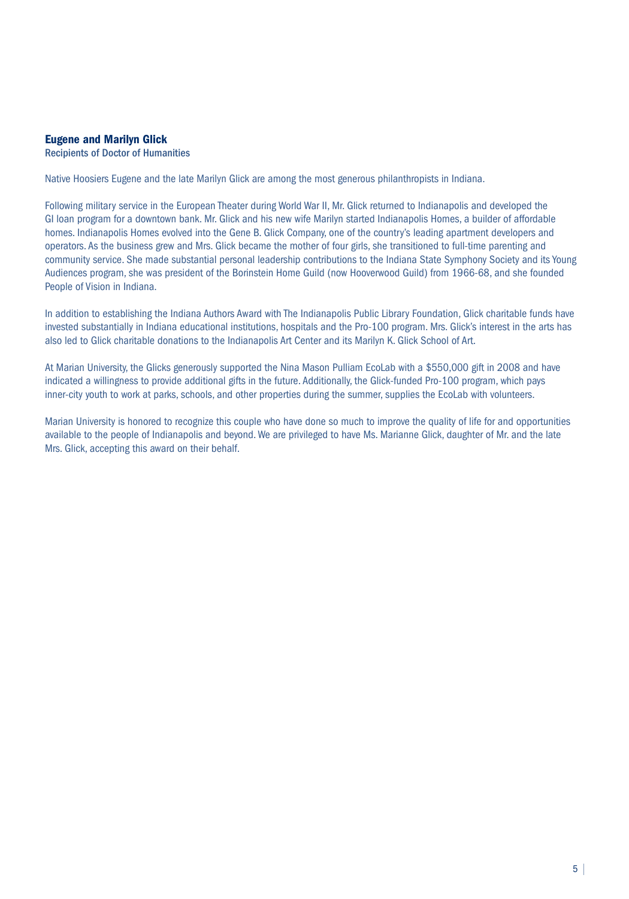## Eugene and Marilyn Glick

Recipients of Doctor of Humanities

Native Hoosiers Eugene and the late Marilyn Glick are among the most generous philanthropists in Indiana.

Following military service in the European Theater during World War II, Mr. Glick returned to Indianapolis and developed the GI loan program for a downtown bank. Mr. Glick and his new wife Marilyn started Indianapolis Homes, a builder of affordable homes. Indianapolis Homes evolved into the Gene B. Glick Company, one of the country's leading apartment developers and operators. As the business grew and Mrs. Glick became the mother of four girls, she transitioned to full-time parenting and community service. She made substantial personal leadership contributions to the Indiana State Symphony Society and its Young Audiences program, she was president of the Borinstein Home Guild (now Hooverwood Guild) from 1966-68, and she founded People of Vision in Indiana.

In addition to establishing the Indiana Authors Award with The Indianapolis Public Library Foundation, Glick charitable funds have invested substantially in Indiana educational institutions, hospitals and the Pro-100 program. Mrs. Glick's interest in the arts has also led to Glick charitable donations to the Indianapolis Art Center and its Marilyn K. Glick School of Art.

At Marian University, the Glicks generously supported the Nina Mason Pulliam EcoLab with a $550,000 gift in 2008 and have indicated a willingness to provide additional gifts in the future. Additionally, the Glick-funded Pro-100 program, which pays inner-city youth to work at parks, schools, and other properties during the summer, supplies the EcoLab with volunteers.

Marian University is honored to recognize this couple who have done so much to improve the quality of life for and opportunities available to the people of Indianapolis and beyond. We are privileged to have Ms. Marianne Glick, daughter of Mr. and the late Mrs. Glick, accepting this award on their behalf.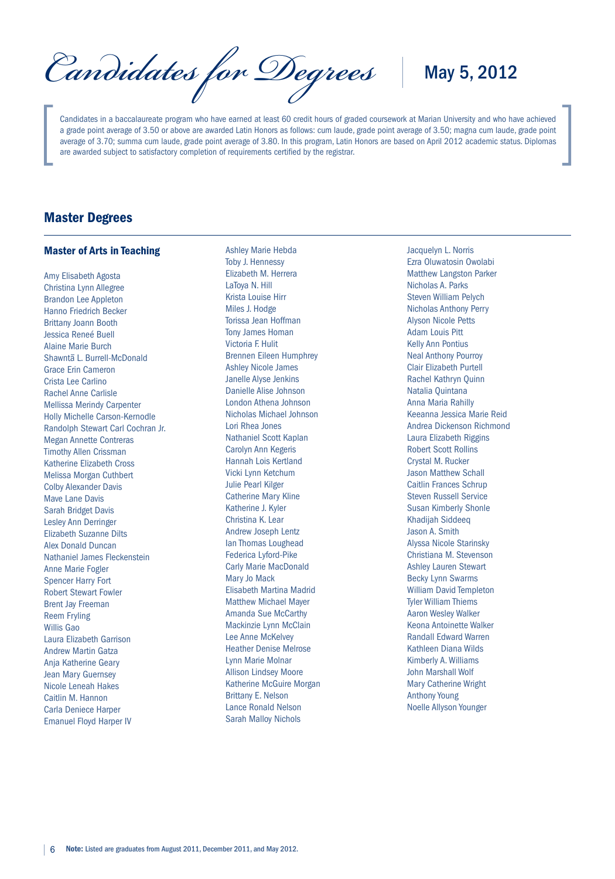# *Candidates for Degrees* | May 5, 2012

Candidates in a baccalaureate program who have earned at least 60 credit hours of graded coursework at Marian University and who have achieved a grade point average of 3.50 or above are awarded Latin Honors as follows: cum laude, grade point average of 3.50; magna cum laude, grade point average of 3.70; summa cum laude, grade point average of 3.80. In this program, Latin Honors are based on April 2012 academic status. Diplomas are awarded subject to satisfactory completion of requirements certified by the registrar.

## Master Degrees

### Master of Arts in Teaching

Amy Elisabeth Agosta
Christina Lynn Allegree
Brandon Lee Appleton
Hanno Friedrich Becker
Brittany Joann Booth
Jessica Reneé Buell
Alaine Marie Burch
Shawntā L. Burrell-McDonald
Grace Erin Cameron
Crista Lee Carlino
Rachel Anne Carlisle
Mellissa Merindy Carpenter
Holly Michelle Carson-Kernodle
Randolph Stewart Carl Cochran Jr.
Megan Annette Contreras
Timothy Allen Crissman
Katherine Elizabeth Cross
Melissa Morgan Cuthbert
Colby Alexander Davis
Mave Lane Davis
Sarah Bridget Davis
Lesley Ann Derringer
Elizabeth Suzanne Dilts
Alex Donald Duncan
Nathaniel James Fleckenstein
Anne Marie Fogler
Spencer Harry Fort
Robert Stewart Fowler
Brent Jay Freeman
Reem Fryling
Willis Gao
Laura Elizabeth Garrison
Andrew Martin Gatza
Anja Katherine Geary
Jean Mary Guernsey
Nicole Leneah Hakes
Caitlin M. Hannon
Carla Deniece Harper
Emanuel Floyd Harper IV
Ashley Marie Hebda
Toby J. Hennessy
Elizabeth M. Herrera
LaToya N. Hill
Krista Louise Hirr
Miles J. Hodge
Torissa Jean Hoffman
Tony James Homan
Victoria F. Hulit
Brennen Eileen Humphrey
Ashley Nicole James
Janelle Alyse Jenkins
Danielle Alise Johnson
London Athena Johnson
Nicholas Michael Johnson
Lori Rhea Jones
Nathaniel Scott Kaplan
Carolyn Ann Kegeris
Hannah Lois Kertland
Vicki Lynn Ketchum
Julie Pearl Kilger
Catherine Mary Kline
Katherine J. Kyler
Christina K. Lear
Andrew Joseph Lentz
Ian Thomas Loughead
Federica Lyford-Pike
Carly Marie MacDonald
Mary Jo Mack
Elisabeth Martina Madrid
Matthew Michael Mayer
Amanda Sue McCarthy
Mackinzie Lynn McClain
Lee Anne McKelvey
Heather Denise Melrose
Lynn Marie Molnar
Allison Lindsey Moore
Katherine McGuire Morgan
Brittany E. Nelson
Lance Ronald Nelson
Sarah Malloy Nichols
Jacquelyn L. Norris
Ezra Oluwatosin Owolabi
Matthew Langston Parker
Nicholas A. Parks
Steven William Pelych
Nicholas Anthony Perry
Alyson Nicole Petts
Adam Louis Pitt
Kelly Ann Pontius
Neal Anthony Pourroy
Clair Elizabeth Purtell
Rachel Kathryn Quinn
Natalia Quintana
Anna Maria Rahilly
Keeanna Jessica Marie Reid
Andrea Dickenson Richmond
Laura Elizabeth Riggins
Robert Scott Rollins
Crystal M. Rucker
Jason Matthew Schall
Caitlin Frances Schrup
Steven Russell Service
Susan Kimberly Shonle
Khadijah Siddeeq
Jason A. Smith
Alyssa Nicole Starinsky
Christiana M. Stevenson
Ashley Lauren Stewart
Becky Lynn Swarms
William David Templeton
Tyler William Thiems
Aaron Wesley Walker
Keona Antoinette Walker
Randall Edward Warren
Kathleen Diana Wilds
Kimberly A. Williams
John Marshall Wolf
Mary Catherine Wright
Anthony Young
Noelle Allyson Younger

**Note:** Listed are graduates from August 2011, December 2011, and May 2012.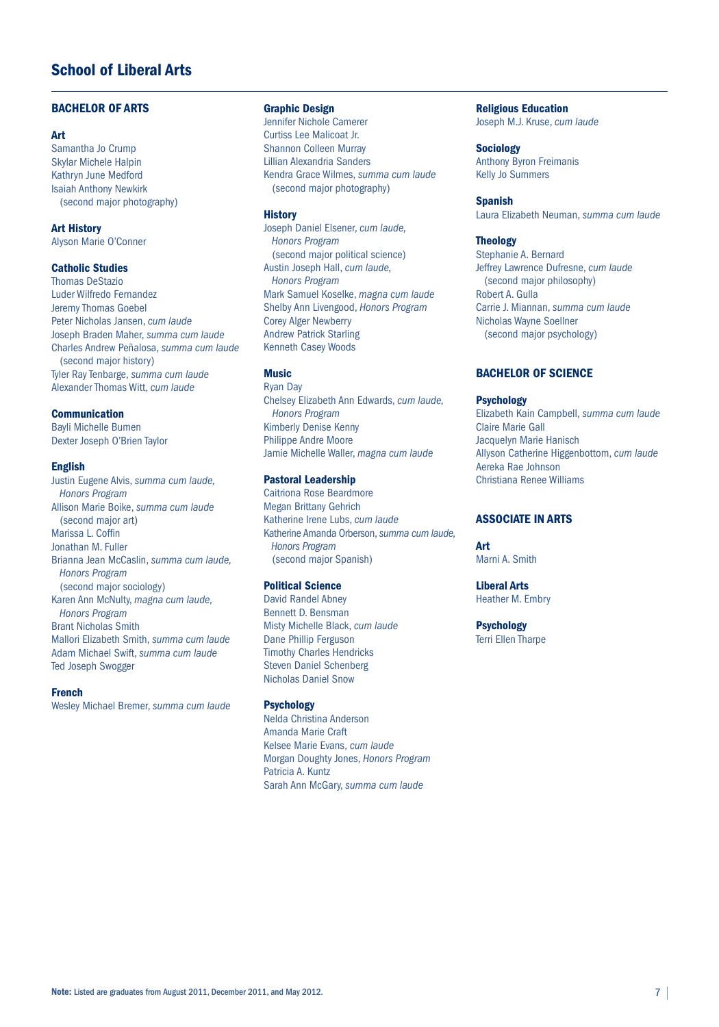# School of Liberal Arts

## BACHELOR OF ARTS

### Art

Samantha Jo Crump
Skylar Michele Halpin
Kathryn June Medford
Isaiah Anthony Newkirk
(second major photography)

### Art History

Alyson Marie O'Conner

### Catholic Studies

Thomas DeStazio
Luder Wilfredo Fernandez
Jeremy Thomas Goebel
Peter Nicholas Jansen, *cum laude*
Joseph Braden Maher, *summa cum laude*
Charles Andrew Peñalosa, *summa cum laude*
(second major history)
Tyler Ray Tenbarge, *summa cum laude*
Alexander Thomas Witt, *cum laude*

### Communication

Bayli Michelle Bumen
Dexter Joseph O'Brien Taylor

### English

Justin Eugene Alvis, *summa cum laude, Honors Program*
Allison Marie Boike, *summa cum laude*
(second major art)
Marissa L. Coffin
Jonathan M. Fuller
Brianna Jean McCaslin, *summa cum laude, Honors Program*
(second major sociology)
Karen Ann McNulty, *magna cum laude, Honors Program*
Brant Nicholas Smith
Mallori Elizabeth Smith, *summa cum laude*
Adam Michael Swift, *summa cum laude*
Ted Joseph Swogger

### French

Wesley Michael Bremer, *summa cum laude*

### Graphic Design

Jennifer Nichole Camerer
Curtiss Lee Malicoat Jr.
Shannon Colleen Murray
Lillian Alexandria Sanders
Kendra Grace Wilmes, *summa cum laude*
(second major photography)

### History

Joseph Daniel Elsener, *cum laude, Honors Program*
(second major political science)
Austin Joseph Hall, *cum laude, Honors Program*
Mark Samuel Koselke, *magna cum laude*
Shelby Ann Livengood, *Honors Program*
Corey Alger Newberry
Andrew Patrick Starling
Kenneth Casey Woods

### Music

Ryan Day
Chelsey Elizabeth Ann Edwards, *cum laude, Honors Program*
Kimberly Denise Kenny
Philippe Andre Moore
Jamie Michelle Waller, *magna cum laude*

### Pastoral Leadership

Caitriona Rose Beardmore
Megan Brittany Gehrich
Katherine Irene Lubs, *cum laude*
Katherine Amanda Orberson, *summa cum laude, Honors Program*
(second major Spanish)

### Political Science

David Randel Abney
Bennett D. Bensman
Misty Michelle Black, *cum laude*
Dane Phillip Ferguson
Timothy Charles Hendricks
Steven Daniel Schenberg
Nicholas Daniel Snow

### Psychology

Nelda Christina Anderson
Amanda Marie Craft
Kelsee Marie Evans, *cum laude*
Morgan Doughty Jones, *Honors Program*
Patricia A. Kuntz
Sarah Ann McGary, *summa cum laude*

### Religious Education

Joseph M.J. Kruse, *cum laude*

### Sociology

Anthony Byron Freimanis
Kelly Jo Summers

### Spanish

Laura Elizabeth Neuman, *summa cum laude*

### Theology

Stephanie A. Bernard
Jeffrey Lawrence Dufresne, *cum laude*
(second major philosophy)
Robert A. Gulla
Carrie J. Miannan, *summa cum laude*
Nicholas Wayne Soellner
(second major psychology)

## BACHELOR OF SCIENCE

### Psychology

Elizabeth Kain Campbell, *summa cum laude*
Claire Marie Gall
Jacquelyn Marie Hanisch
Allyson Catherine Higgenbottom, *cum laude*
Aereka Rae Johnson
Christiana Renee Williams

## ASSOCIATE IN ARTS

### Art

Marni A. Smith

### Liberal Arts

Heather M. Embry

### Psychology

Terri Ellen Tharpe

**Note:** Listed are graduates from August 2011, December 2011, and May 2012.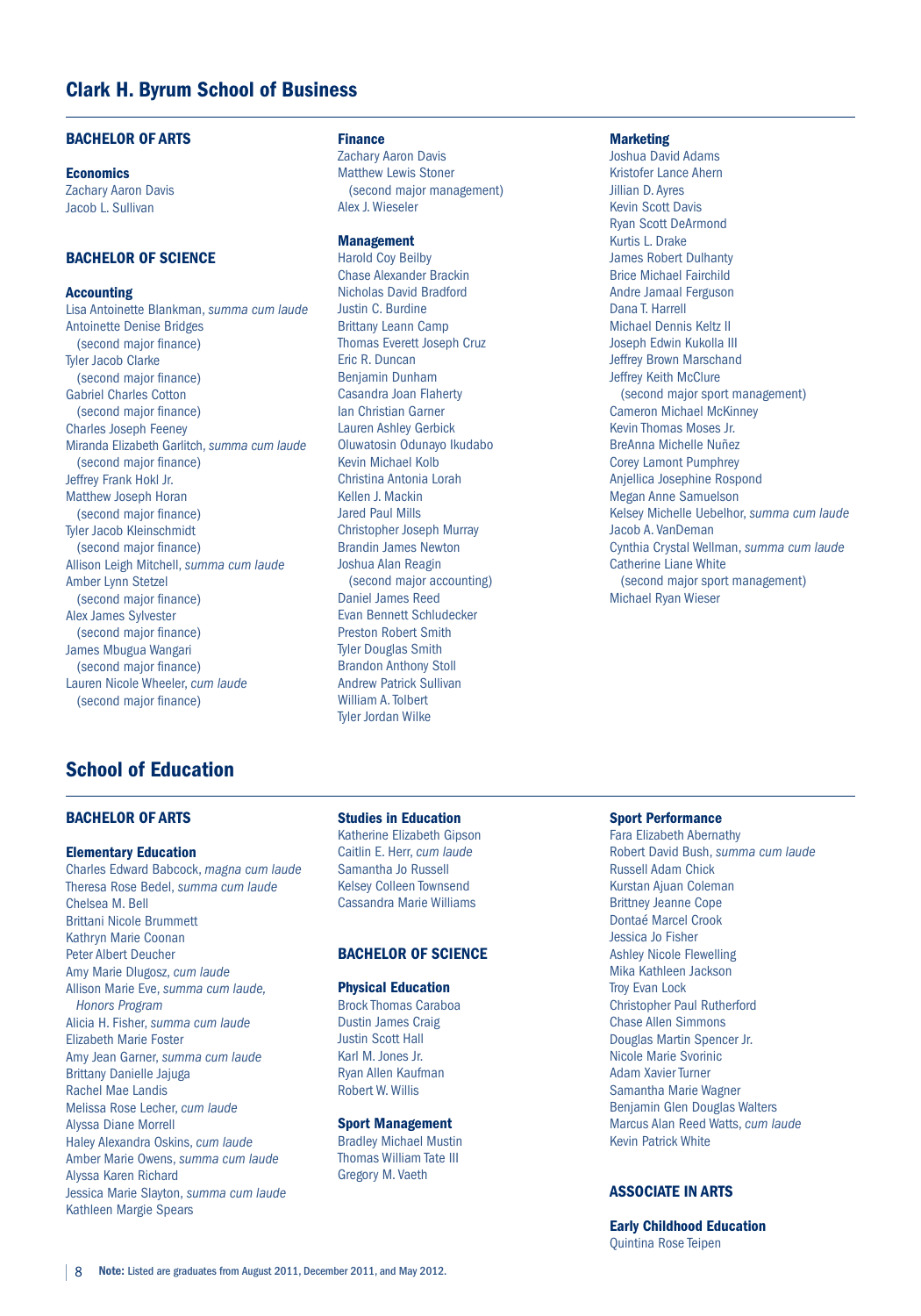## Clark H. Byrum School of Business

### BACHELOR OF ARTS

#### Economics

Zachary Aaron Davis
Jacob L. Sullivan

### BACHELOR OF SCIENCE

#### Accounting

Lisa Antoinette Blankman, *summa cum laude*
Antoinette Denise Bridges
(second major finance)
Tyler Jacob Clarke
(second major finance)
Gabriel Charles Cotton
(second major finance)
Charles Joseph Feeney
Miranda Elizabeth Garlitch, *summa cum laude*
(second major finance)
Jeffrey Frank Hokl Jr.
Matthew Joseph Horan
(second major finance)
Tyler Jacob Kleinschmidt
(second major finance)
Allison Leigh Mitchell, *summa cum laude*
Amber Lynn Stetzel
(second major finance)
Alex James Sylvester
(second major finance)
James Mbugua Wangari
(second major finance)
Lauren Nicole Wheeler, *cum laude*
(second major finance)

#### Finance

Zachary Aaron Davis
Matthew Lewis Stoner
(second major management)
Alex J. Wieseler

#### Management

Harold Coy Beilby
Chase Alexander Brackin
Nicholas David Bradford
Justin C. Burdine
Brittany Leann Camp
Thomas Everett Joseph Cruz
Eric R. Duncan
Benjamin Dunham
Casandra Joan Flaherty
Ian Christian Garner
Lauren Ashley Gerbick
Oluwatosin Odunayo Ikudabo
Kevin Michael Kolb
Christina Antonia Lorah
Kellen J. Mackin
Jared Paul Mills
Christopher Joseph Murray
Brandin James Newton
Joshua Alan Reagin
(second major accounting)
Daniel James Reed
Evan Bennett Schludecker
Preston Robert Smith
Tyler Douglas Smith
Brandon Anthony Stoll
Andrew Patrick Sullivan
William A. Tolbert
Tyler Jordan Wilke

#### Marketing

Joshua David Adams
Kristofer Lance Ahern
Jillian D. Ayres
Kevin Scott Davis
Ryan Scott DeArmond
Kurtis L. Drake
James Robert Dulhanty
Brice Michael Fairchild
Andre Jamaal Ferguson
Dana T. Harrell
Michael Dennis Keltz II
Joseph Edwin Kukolla III
Jeffrey Brown Marschand
Jeffrey Keith McClure
(second major sport management)
Cameron Michael McKinney
Kevin Thomas Moses Jr.
BreAnna Michelle Nuñez
Corey Lamont Pumphrey
Anjellica Josephine Rospond
Megan Anne Samuelson
Kelsey Michelle Uebelhor, *summa cum laude*
Jacob A. VanDeman
Cynthia Crystal Wellman, *summa cum laude*
Catherine Liane White
(second major sport management)
Michael Ryan Wieser

## School of Education

### BACHELOR OF ARTS

#### Elementary Education

Charles Edward Babcock, *magna cum laude*
Theresa Rose Bedel, *summa cum laude*
Chelsea M. Bell
Brittani Nicole Brummett
Kathryn Marie Coonan
Peter Albert Deucher
Amy Marie Dlugosz, *cum laude*
Allison Marie Eve, *summa cum laude, Honors Program*
Alicia H. Fisher, *summa cum laude*
Elizabeth Marie Foster
Amy Jean Garner, *summa cum laude*
Brittany Danielle Jajuga
Rachel Mae Landis
Melissa Rose Lecher, *cum laude*
Alyssa Diane Morrell
Haley Alexandra Oskins, *cum laude*
Amber Marie Owens, *summa cum laude*
Alyssa Karen Richard
Jessica Marie Slayton, *summa cum laude*
Kathleen Margie Spears

#### Studies in Education

Katherine Elizabeth Gipson
Caitlin E. Herr, *cum laude*
Samantha Jo Russell
Kelsey Colleen Townsend
Cassandra Marie Williams

### BACHELOR OF SCIENCE

#### Physical Education

Brock Thomas Caraboa
Dustin James Craig
Justin Scott Hall
Karl M. Jones Jr.
Ryan Allen Kaufman
Robert W. Willis

#### Sport Management

Bradley Michael Mustin
Thomas William Tate III
Gregory M. Vaeth

#### Sport Performance

Fara Elizabeth Abernathy
Robert David Bush, *summa cum laude*
Russell Adam Chick
Kurstan Ajuan Coleman
Brittney Jeanne Cope
Dontaé Marcel Crook
Jessica Jo Fisher
Ashley Nicole Flewelling
Mika Kathleen Jackson
Troy Evan Lock
Christopher Paul Rutherford
Chase Allen Simmons
Douglas Martin Spencer Jr.
Nicole Marie Svorinic
Adam Xavier Turner
Samantha Marie Wagner
Benjamin Glen Douglas Walters
Marcus Alan Reed Watts, *cum laude*
Kevin Patrick White

### ASSOCIATE IN ARTS

#### Early Childhood Education

Quintina Rose Teipen

**Note:** Listed are graduates from August 2011, December 2011, and May 2012.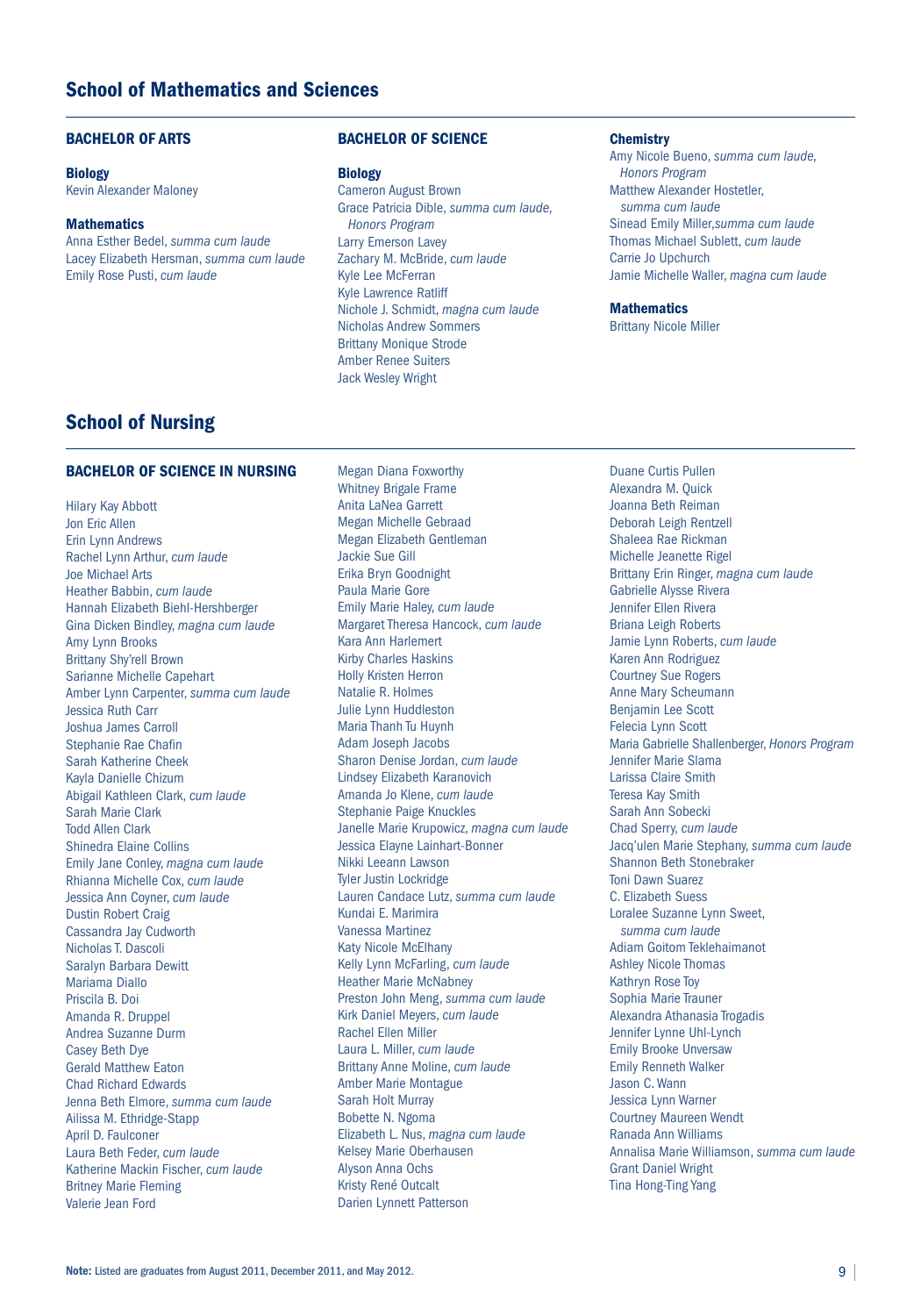## School of Mathematics and Sciences

### BACHELOR OF ARTS

**Biology**
Kevin Alexander Maloney

**Mathematics**
Anna Esther Bedel, *summa cum laude*
Lacey Elizabeth Hersman, *summa cum laude*
Emily Rose Pusti, *cum laude*

### BACHELOR OF SCIENCE

**Biology**
Cameron August Brown
Grace Patricia Dible, *summa cum laude, Honors Program*
Larry Emerson Lavey
Zachary M. McBride, *cum laude*
Kyle Lee McFerran
Kyle Lawrence Ratliff
Nichole J. Schmidt, *magna cum laude*
Nicholas Andrew Sommers
Brittany Monique Strode
Amber Renee Suiters
Jack Wesley Wright

**Chemistry**
Amy Nicole Bueno, *summa cum laude, Honors Program*
Matthew Alexander Hostetler, *summa cum laude*
Sinead Emily Miller,*summa cum laude*
Thomas Michael Sublett, *cum laude*
Carrie Jo Upchurch
Jamie Michelle Waller, *magna cum laude*

**Mathematics**
Brittany Nicole Miller

## School of Nursing

### BACHELOR OF SCIENCE IN NURSING

Hilary Kay Abbott
Jon Eric Allen
Erin Lynn Andrews
Rachel Lynn Arthur, *cum laude*
Joe Michael Arts
Heather Babbin, *cum laude*
Hannah Elizabeth Biehl-Hershberger
Gina Dicken Bindley, *magna cum laude*
Amy Lynn Brooks
Brittany Shy'rell Brown
Sarianne Michelle Capehart
Amber Lynn Carpenter, *summa cum laude*
Jessica Ruth Carr
Joshua James Carroll
Stephanie Rae Chafin
Sarah Katherine Cheek
Kayla Danielle Chizum
Abigail Kathleen Clark, *cum laude*
Sarah Marie Clark
Todd Allen Clark
Shinedra Elaine Collins
Emily Jane Conley, *magna cum laude*
Rhianna Michelle Cox, *cum laude*
Jessica Ann Coyner, *cum laude*
Dustin Robert Craig
Cassandra Jay Cudworth
Nicholas T. Dascoli
Saralyn Barbara Dewitt
Mariama Diallo
Priscila B. Doi
Amanda R. Druppel
Andrea Suzanne Durm
Casey Beth Dye
Gerald Matthew Eaton
Chad Richard Edwards
Jenna Beth Elmore, *summa cum laude*
Ailissa M. Ethridge-Stapp
April D. Faulconer
Laura Beth Feder, *cum laude*
Katherine Mackin Fischer, *cum laude*
Britney Marie Fleming
Valerie Jean Ford
Megan Diana Foxworthy
Whitney Brigale Frame
Anita LaNea Garrett
Megan Michelle Gebraad
Megan Elizabeth Gentleman
Jackie Sue Gill
Erika Bryn Goodnight
Paula Marie Gore
Emily Marie Haley, *cum laude*
Margaret Theresa Hancock, *cum laude*
Kara Ann Harlemert
Kirby Charles Haskins
Holly Kristen Herron
Natalie R. Holmes
Julie Lynn Huddleston
Maria Thanh Tu Huynh
Adam Joseph Jacobs
Sharon Denise Jordan, *cum laude*
Lindsey Elizabeth Karanovich
Amanda Jo Klene, *cum laude*
Stephanie Paige Knuckles
Janelle Marie Krupowicz, *magna cum laude*
Jessica Elayne Lainhart-Bonner
Nikki Leeann Lawson
Tyler Justin Lockridge
Lauren Candace Lutz, *summa cum laude*
Kundai E. Marimira
Vanessa Martinez
Katy Nicole McElhany
Kelly Lynn McFarling, *cum laude*
Heather Marie McNabney
Preston John Meng, *summa cum laude*
Kirk Daniel Meyers, *cum laude*
Rachel Ellen Miller
Laura L. Miller, *cum laude*
Brittany Anne Moline, *cum laude*
Amber Marie Montague
Sarah Holt Murray
Bobette N. Ngoma
Elizabeth L. Nus, *magna cum laude*
Kelsey Marie Oberhausen
Alyson Anna Ochs
Kristy René Outcalt
Darien Lynnett Patterson
Duane Curtis Pullen
Alexandra M. Quick
Joanna Beth Reiman
Deborah Leigh Rentzell
Shaleea Rae Rickman
Michelle Jeanette Rigel
Brittany Erin Ringer, *magna cum laude*
Gabrielle Alysse Rivera
Jennifer Ellen Rivera
Briana Leigh Roberts
Jamie Lynn Roberts, *cum laude*
Karen Ann Rodriguez
Courtney Sue Rogers
Anne Mary Scheumann
Benjamin Lee Scott
Felecia Lynn Scott
Maria Gabrielle Shallenberger, *Honors Program*
Jennifer Marie Slama
Larissa Claire Smith
Teresa Kay Smith
Sarah Ann Sobecki
Chad Sperry, *cum laude*
Jacq'ulen Marie Stephany, *summa cum laude*
Shannon Beth Stonebraker
Toni Dawn Suarez
C. Elizabeth Suess
Loralee Suzanne Lynn Sweet, *summa cum laude*
Adiam Goitom Teklehaimanot
Ashley Nicole Thomas
Kathryn Rose Toy
Sophia Marie Trauner
Alexandra Athanasia Trogadis
Jennifer Lynne Uhl-Lynch
Emily Brooke Unversaw
Emily Renneth Walker
Jason C. Wann
Jessica Lynn Warner
Courtney Maureen Wendt
Ranada Ann Williams
Annalisa Marie Williamson, *summa cum laude*
Grant Daniel Wright
Tina Hong-Ting Yang

**Note:** Listed are graduates from August 2011, December 2011, and May 2012.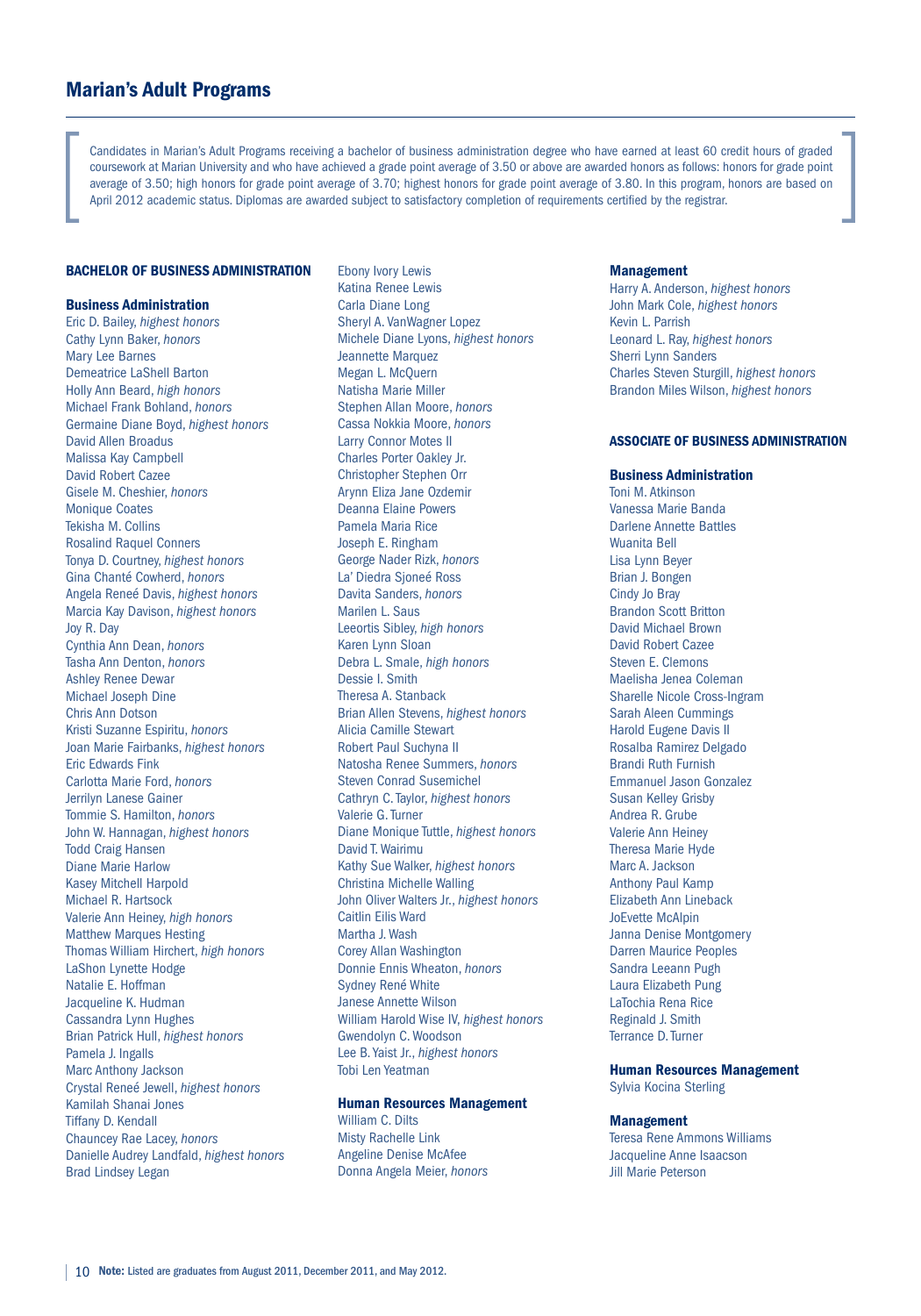## Marian's Adult Programs

Candidates in Marian's Adult Programs receiving a bachelor of business administration degree who have earned at least 60 credit hours of graded coursework at Marian University and who have achieved a grade point average of 3.50 or above are awarded honors as follows: honors for grade point average of 3.50; high honors for grade point average of 3.70; highest honors for grade point average of 3.80. In this program, honors are based on April 2012 academic status. Diplomas are awarded subject to satisfactory completion of requirements certified by the registrar.

### BACHELOR OF BUSINESS ADMINISTRATION

#### Business Administration

Eric D. Bailey, *highest honors*
Cathy Lynn Baker, *honors*
Mary Lee Barnes
Demeatrice LaShell Barton
Holly Ann Beard, *high honors*
Michael Frank Bohland, *honors*
Germaine Diane Boyd, *highest honors*
David Allen Broadus
Malissa Kay Campbell
David Robert Cazee
Gisele M. Cheshier, *honors*
Monique Coates
Tekisha M. Collins
Rosalind Raquel Conners
Tonya D. Courtney, *highest honors*
Gina Chanté Cowherd, *honors*
Angela Reneé Davis, *highest honors*
Marcia Kay Davison, *highest honors*
Joy R. Day
Cynthia Ann Dean, *honors*
Tasha Ann Denton, *honors*
Ashley Renee Dewar
Michael Joseph Dine
Chris Ann Dotson
Kristi Suzanne Espiritu, *honors*
Joan Marie Fairbanks, *highest honors*
Eric Edwards Fink
Carlotta Marie Ford, *honors*
Jerrilyn Lanese Gainer
Tommie S. Hamilton, *honors*
John W. Hannagan, *highest honors*
Todd Craig Hansen
Diane Marie Harlow
Kasey Mitchell Harpold
Michael R. Hartsock
Valerie Ann Heiney, *high honors*
Matthew Marques Hesting
Thomas William Hirchert, *high honors*
LaShon Lynette Hodge
Natalie E. Hoffman
Jacqueline K. Hudman
Cassandra Lynn Hughes
Brian Patrick Hull, *highest honors*
Pamela J. Ingalls
Marc Anthony Jackson
Crystal Reneé Jewell, *highest honors*
Kamilah Shanai Jones
Tiffany D. Kendall
Chauncey Rae Lacey, *honors*
Danielle Audrey Landfald, *highest honors*
Brad Lindsey Legan
Ebony Ivory Lewis
Katina Renee Lewis
Carla Diane Long
Sheryl A. VanWagner Lopez
Michele Diane Lyons, *highest honors*
Jeannette Marquez
Megan L. McQuern
Natisha Marie Miller
Stephen Allan Moore, *honors*
Cassa Nokkia Moore, *honors*
Larry Connor Motes II
Charles Porter Oakley Jr.
Christopher Stephen Orr
Arynn Eliza Jane Ozdemir
Deanna Elaine Powers
Pamela Maria Rice
Joseph E. Ringham
George Nader Rizk, *honors*
La' Diedra Sjoneé Ross
Davita Sanders, *honors*
Marilen L. Saus
Leeortis Sibley, *high honors*
Karen Lynn Sloan
Debra L. Smale, *high honors*
Dessie I. Smith
Theresa A. Stanback
Brian Allen Stevens, *highest honors*
Alicia Camille Stewart
Robert Paul Suchyna II
Natosha Renee Summers, *honors*
Steven Conrad Susemichel
Cathryn C. Taylor, *highest honors*
Valerie G. Turner
Diane Monique Tuttle, *highest honors*
David T. Wairimu
Kathy Sue Walker, *highest honors*
Christina Michelle Walling
John Oliver Walters Jr., *highest honors*
Caitlin Eilis Ward
Martha J. Wash
Corey Allan Washington
Donnie Ennis Wheaton, *honors*
Sydney René White
Janese Annette Wilson
William Harold Wise IV, *highest honors*
Gwendolyn C. Woodson
Lee B. Yaist Jr., *highest honors*
Tobi Len Yeatman

#### Human Resources Management

William C. Dilts
Misty Rachelle Link
Angeline Denise McAfee
Donna Angela Meier, *honors*

#### Management

Harry A. Anderson, *highest honors*
John Mark Cole, *highest honors*
Kevin L. Parrish
Leonard L. Ray, *highest honors*
Sherri Lynn Sanders
Charles Steven Sturgill, *highest honors*
Brandon Miles Wilson, *highest honors*

### ASSOCIATE OF BUSINESS ADMINISTRATION

#### Business Administration

Toni M. Atkinson
Vanessa Marie Banda
Darlene Annette Battles
Wuanita Bell
Lisa Lynn Beyer
Brian J. Bongen
Cindy Jo Bray
Brandon Scott Britton
David Michael Brown
David Robert Cazee
Steven E. Clemons
Maelisha Jenea Coleman
Sharelle Nicole Cross-Ingram
Sarah Aleen Cummings
Harold Eugene Davis II
Rosalba Ramirez Delgado
Brandi Ruth Furnish
Emmanuel Jason Gonzalez
Susan Kelley Grisby
Andrea R. Grube
Valerie Ann Heiney
Theresa Marie Hyde
Marc A. Jackson
Anthony Paul Kamp
Elizabeth Ann Lineback
JoEvette McAlpin
Janna Denise Montgomery
Darren Maurice Peoples
Sandra Leeann Pugh
Laura Elizabeth Pung
LaTochia Rena Rice
Reginald J. Smith
Terrance D. Turner

#### Human Resources Management

Sylvia Kocina Sterling

#### Management

Teresa Rene Ammons Williams
Jacqueline Anne Isaacson
Jill Marie Peterson

**Note:** Listed are graduates from August 2011, December 2011, and May 2012.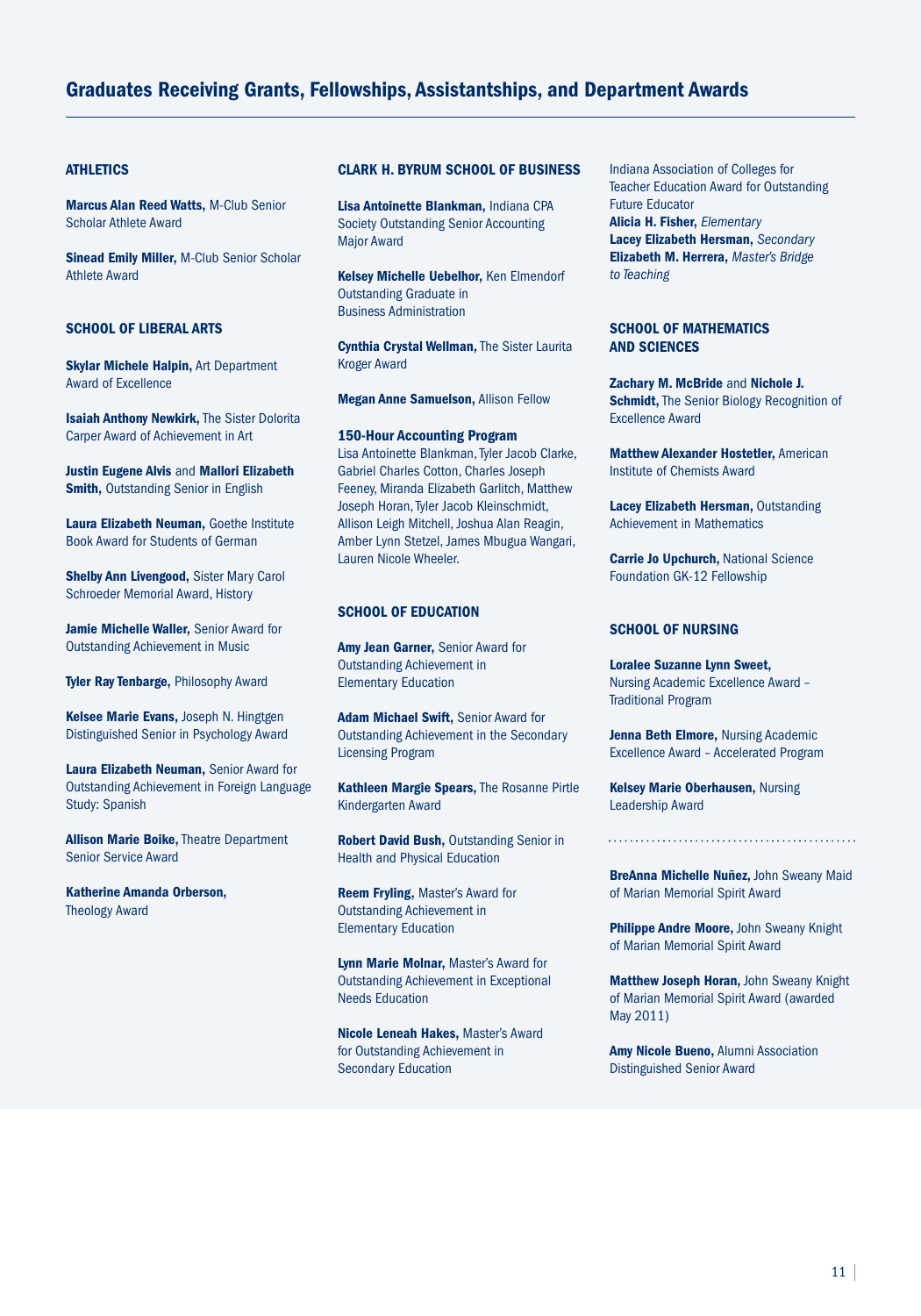# Graduates Receiving Grants, Fellowships, Assistantships, and Department Awards

## ATHLETICS

**Marcus Alan Reed Watts,** M-Club Senior Scholar Athlete Award

**Sinead Emily Miller,** M-Club Senior Scholar Athlete Award

## SCHOOL OF LIBERAL ARTS

**Skylar Michele Halpin,** Art Department Award of Excellence

**Isaiah Anthony Newkirk,** The Sister Dolorita Carper Award of Achievement in Art

**Justin Eugene Alvis** and **Mallori Elizabeth Smith,** Outstanding Senior in English

**Laura Elizabeth Neuman,** Goethe Institute Book Award for Students of German

**Shelby Ann Livengood,** Sister Mary Carol Schroeder Memorial Award, History

**Jamie Michelle Waller,** Senior Award for Outstanding Achievement in Music

**Tyler Ray Tenbarge,** Philosophy Award

**Kelsee Marie Evans,** Joseph N. Hingtgen Distinguished Senior in Psychology Award

**Laura Elizabeth Neuman,** Senior Award for Outstanding Achievement in Foreign Language Study: Spanish

**Allison Marie Boike,** Theatre Department Senior Service Award

**Katherine Amanda Orberson,** Theology Award

## CLARK H. BYRUM SCHOOL OF BUSINESS

**Lisa Antoinette Blankman,** Indiana CPA Society Outstanding Senior Accounting Major Award

**Kelsey Michelle Uebelhor,** Ken Elmendorf Outstanding Graduate in Business Administration

**Cynthia Crystal Wellman,** The Sister Laurita Kroger Award

**Megan Anne Samuelson,** Allison Fellow

**150-Hour Accounting Program**
Lisa Antoinette Blankman, Tyler Jacob Clarke, Gabriel Charles Cotton, Charles Joseph Feeney, Miranda Elizabeth Garlitch, Matthew Joseph Horan, Tyler Jacob Kleinschmidt, Allison Leigh Mitchell, Joshua Alan Reagin, Amber Lynn Stetzel, James Mbugua Wangari, Lauren Nicole Wheeler.

## SCHOOL OF EDUCATION

**Amy Jean Garner,** Senior Award for Outstanding Achievement in Elementary Education

**Adam Michael Swift,** Senior Award for Outstanding Achievement in the Secondary Licensing Program

**Kathleen Margie Spears,** The Rosanne Pirtle Kindergarten Award

**Robert David Bush,** Outstanding Senior in Health and Physical Education

**Reem Fryling,** Master's Award for Outstanding Achievement in Elementary Education

**Lynn Marie Molnar,** Master's Award for Outstanding Achievement in Exceptional Needs Education

**Nicole Leneah Hakes,** Master's Award for Outstanding Achievement in Secondary Education

Indiana Association of Colleges for Teacher Education Award for Outstanding Future Educator
**Alicia H. Fisher,** *Elementary*
**Lacey Elizabeth Hersman,** *Secondary*
**Elizabeth M. Herrera,** *Master's Bridge to Teaching*

## SCHOOL OF MATHEMATICS AND SCIENCES

**Zachary M. McBride** and **Nichole J. Schmidt,** The Senior Biology Recognition of Excellence Award

**Matthew Alexander Hostetler,** American Institute of Chemists Award

**Lacey Elizabeth Hersman,** Outstanding Achievement in Mathematics

**Carrie Jo Upchurch,** National Science Foundation GK-12 Fellowship

## SCHOOL OF NURSING

**Loralee Suzanne Lynn Sweet,** Nursing Academic Excellence Award – Traditional Program

**Jenna Beth Elmore,** Nursing Academic Excellence Award – Accelerated Program

**Kelsey Marie Oberhausen,** Nursing Leadership Award

---

**BreAnna Michelle Nuñez,** John Sweany Maid of Marian Memorial Spirit Award

**Philippe Andre Moore,** John Sweany Knight of Marian Memorial Spirit Award

**Matthew Joseph Horan,** John Sweany Knight of Marian Memorial Spirit Award (awarded May 2011)

**Amy Nicole Bueno,** Alumni Association Distinguished Senior Award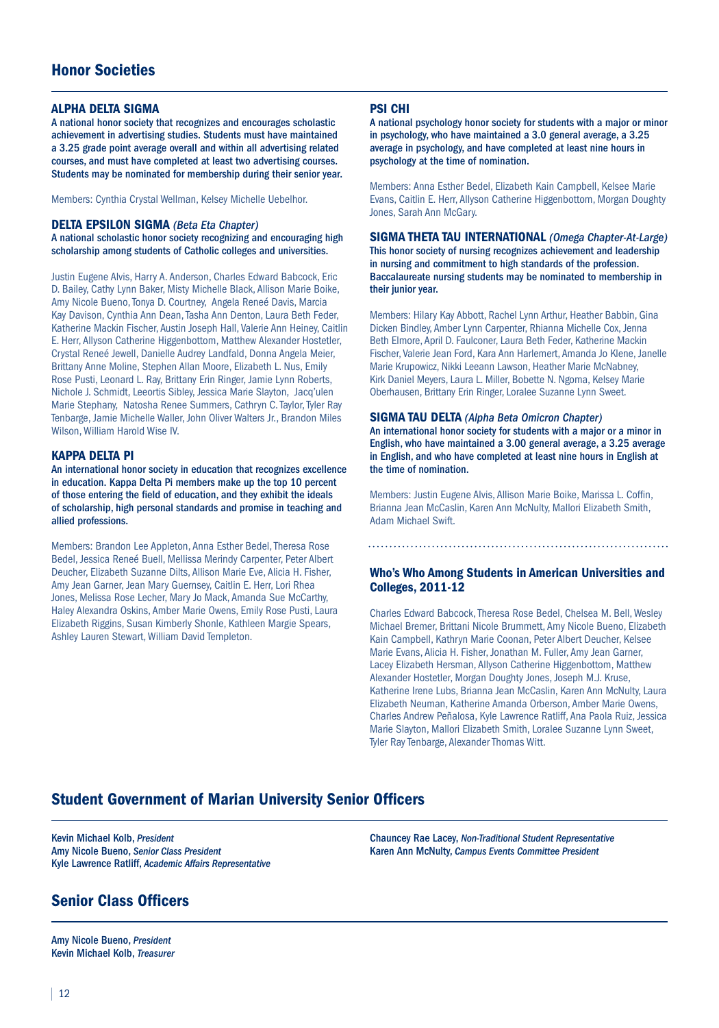## Honor Societies

### ALPHA DELTA SIGMA

**A national honor society that recognizes and encourages scholastic achievement in advertising studies. Students must have maintained a 3.25 grade point average overall and within all advertising related courses, and must have completed at least two advertising courses. Students may be nominated for membership during their senior year.**

Members: Cynthia Crystal Wellman, Kelsey Michelle Uebelhor.

### DELTA EPSILON SIGMA *(Beta Eta Chapter)*

**A national scholastic honor society recognizing and encouraging high scholarship among students of Catholic colleges and universities.**

Justin Eugene Alvis, Harry A. Anderson, Charles Edward Babcock, Eric D. Bailey, Cathy Lynn Baker, Misty Michelle Black, Allison Marie Boike, Amy Nicole Bueno, Tonya D. Courtney, Angela Reneé Davis, Marcia Kay Davison, Cynthia Ann Dean, Tasha Ann Denton, Laura Beth Feder, Katherine Mackin Fischer, Austin Joseph Hall, Valerie Ann Heiney, Caitlin E. Herr, Allyson Catherine Higgenbottom, Matthew Alexander Hostetler, Crystal Reneé Jewell, Danielle Audrey Landfald, Donna Angela Meier, Brittany Anne Moline, Stephen Allan Moore, Elizabeth L. Nus, Emily Rose Pusti, Leonard L. Ray, Brittany Erin Ringer, Jamie Lynn Roberts, Nichole J. Schmidt, Leeortis Sibley, Jessica Marie Slayton, Jacq'ulen Marie Stephany, Natosha Renee Summers, Cathryn C. Taylor, Tyler Ray Tenbarge, Jamie Michelle Waller, John Oliver Walters Jr., Brandon Miles Wilson, William Harold Wise IV.

### KAPPA DELTA PI

**An international honor society in education that recognizes excellence in education. Kappa Delta Pi members make up the top 10 percent of those entering the field of education, and they exhibit the ideals of scholarship, high personal standards and promise in teaching and allied professions.**

Members: Brandon Lee Appleton, Anna Esther Bedel, Theresa Rose Bedel, Jessica Reneé Buell, Mellissa Merindy Carpenter, Peter Albert Deucher, Elizabeth Suzanne Dilts, Allison Marie Eve, Alicia H. Fisher, Amy Jean Garner, Jean Mary Guernsey, Caitlin E. Herr, Lori Rhea Jones, Melissa Rose Lecher, Mary Jo Mack, Amanda Sue McCarthy, Haley Alexandra Oskins, Amber Marie Owens, Emily Rose Pusti, Laura Elizabeth Riggins, Susan Kimberly Shonle, Kathleen Margie Spears, Ashley Lauren Stewart, William David Templeton.

### PSI CHI

**A national psychology honor society for students with a major or minor in psychology, who have maintained a 3.0 general average, a 3.25 average in psychology, and have completed at least nine hours in psychology at the time of nomination.**

Members: Anna Esther Bedel, Elizabeth Kain Campbell, Kelsee Marie Evans, Caitlin E. Herr, Allyson Catherine Higgenbottom, Morgan Doughty Jones, Sarah Ann McGary.

### SIGMA THETA TAU INTERNATIONAL *(Omega Chapter-At-Large)*

**This honor society of nursing recognizes achievement and leadership in nursing and commitment to high standards of the profession. Baccalaureate nursing students may be nominated to membership in their junior year.**

Members: Hilary Kay Abbott, Rachel Lynn Arthur, Heather Babbin, Gina Dicken Bindley, Amber Lynn Carpenter, Rhianna Michelle Cox, Jenna Beth Elmore, April D. Faulconer, Laura Beth Feder, Katherine Mackin Fischer, Valerie Jean Ford, Kara Ann Harlemert, Amanda Jo Klene, Janelle Marie Krupowicz, Nikki Leeann Lawson, Heather Marie McNabney, Kirk Daniel Meyers, Laura L. Miller, Bobette N. Ngoma, Kelsey Marie Oberhausen, Brittany Erin Ringer, Loralee Suzanne Lynn Sweet.

### SIGMA TAU DELTA *(Alpha Beta Omicron Chapter)*

**An international honor society for students with a major or a minor in English, who have maintained a 3.00 general average, a 3.25 average in English, and who have completed at least nine hours in English at the time of nomination.**

Members: Justin Eugene Alvis, Allison Marie Boike, Marissa L. Coffin, Brianna Jean McCaslin, Karen Ann McNulty, Mallori Elizabeth Smith, Adam Michael Swift.

### Who's Who Among Students in American Universities and Colleges, 2011-12

Charles Edward Babcock, Theresa Rose Bedel, Chelsea M. Bell, Wesley Michael Bremer, Brittani Nicole Brummett, Amy Nicole Bueno, Elizabeth Kain Campbell, Kathryn Marie Coonan, Peter Albert Deucher, Kelsee Marie Evans, Alicia H. Fisher, Jonathan M. Fuller, Amy Jean Garner, Lacey Elizabeth Hersman, Allyson Catherine Higgenbottom, Matthew Alexander Hostetler, Morgan Doughty Jones, Joseph M.J. Kruse, Katherine Irene Lubs, Brianna Jean McCaslin, Karen Ann McNulty, Laura Elizabeth Neuman, Katherine Amanda Orberson, Amber Marie Owens, Charles Andrew Peñalosa, Kyle Lawrence Ratliff, Ana Paola Ruiz, Jessica Marie Slayton, Mallori Elizabeth Smith, Loralee Suzanne Lynn Sweet, Tyler Ray Tenbarge, Alexander Thomas Witt.

## Student Government of Marian University Senior Officers

Kevin Michael Kolb, *President*
Amy Nicole Bueno, *Senior Class President*
Kyle Lawrence Ratliff, *Academic Affairs Representative*
Chauncey Rae Lacey, *Non-Traditional Student Representative*
Karen Ann McNulty, *Campus Events Committee President*

## Senior Class Officers

Amy Nicole Bueno, *President*
Kevin Michael Kolb, *Treasurer*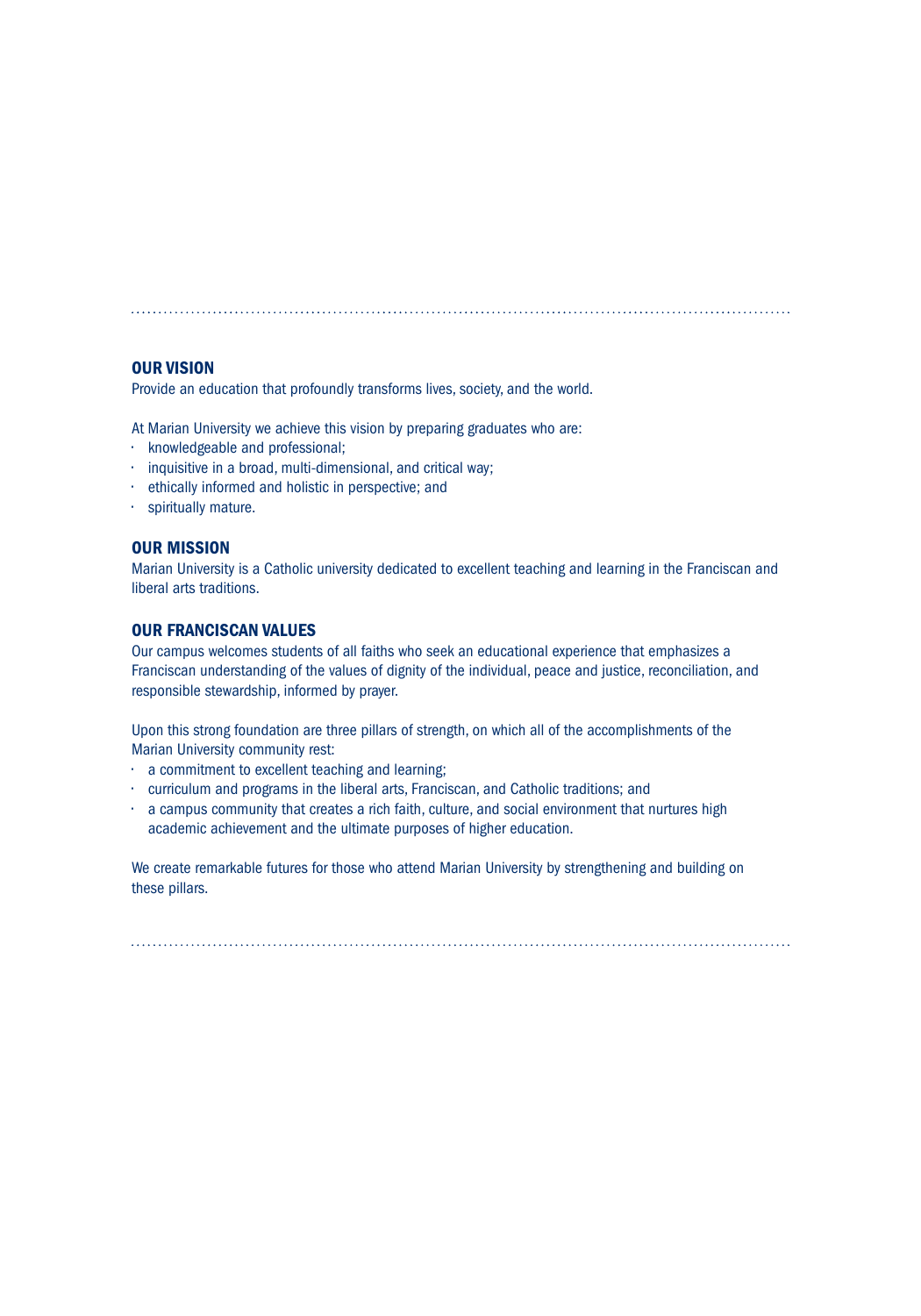## OUR VISION

Provide an education that profoundly transforms lives, society, and the world.

At Marian University we achieve this vision by preparing graduates who are:

- knowledgeable and professional;
- inquisitive in a broad, multi-dimensional, and critical way;
- ethically informed and holistic in perspective; and
- spiritually mature.

## OUR MISSION

Marian University is a Catholic university dedicated to excellent teaching and learning in the Franciscan and liberal arts traditions.

## OUR FRANCISCAN VALUES

Our campus welcomes students of all faiths who seek an educational experience that emphasizes a Franciscan understanding of the values of dignity of the individual, peace and justice, reconciliation, and responsible stewardship, informed by prayer.

Upon this strong foundation are three pillars of strength, on which all of the accomplishments of the Marian University community rest:

- a commitment to excellent teaching and learning;
- curriculum and programs in the liberal arts, Franciscan, and Catholic traditions; and
- a campus community that creates a rich faith, culture, and social environment that nurtures high academic achievement and the ultimate purposes of higher education.

We create remarkable futures for those who attend Marian University by strengthening and building on these pillars.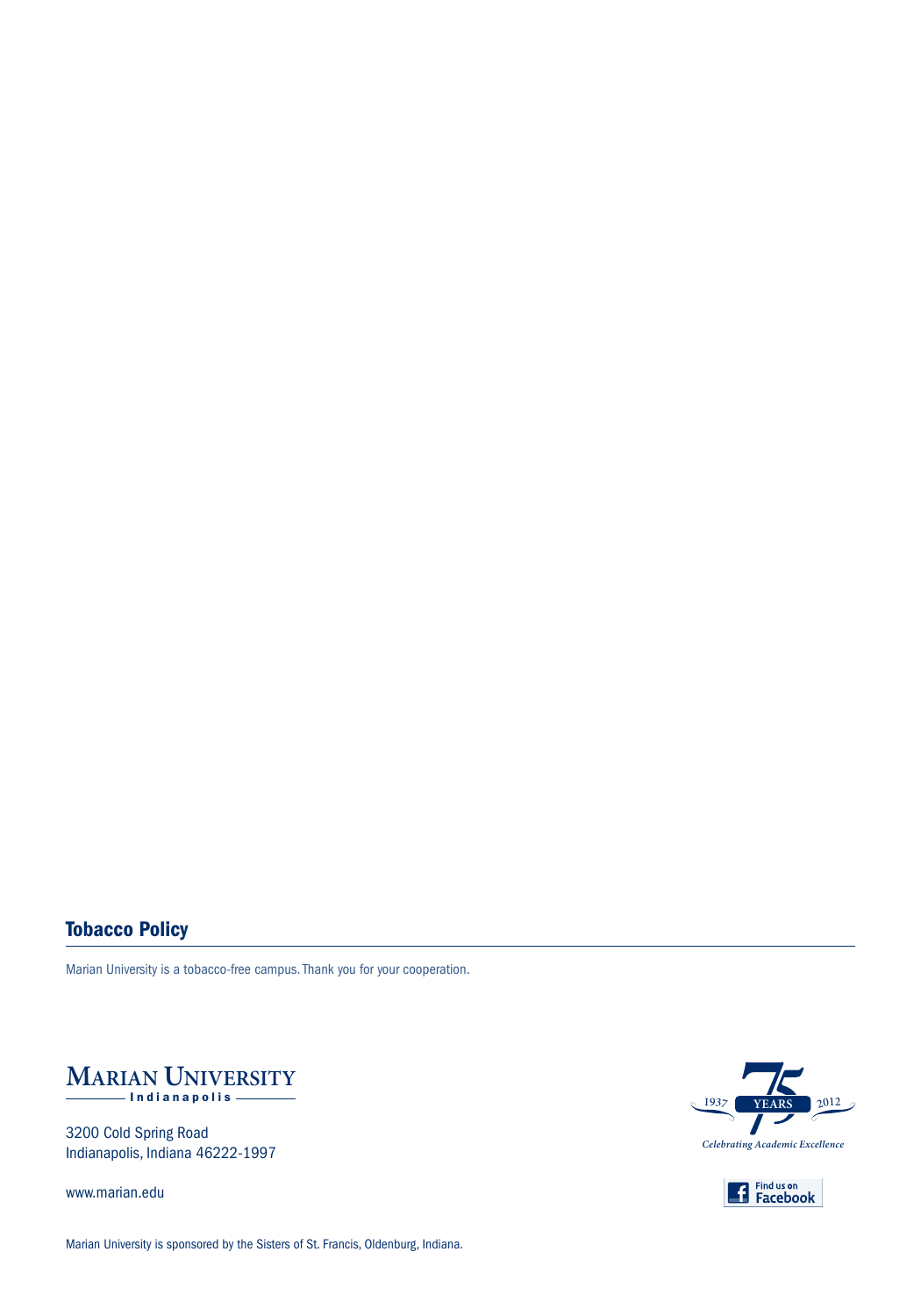## Tobacco Policy

Marian University is a tobacco-free campus. Thank you for your cooperation.

**MARIAN UNIVERSITY**
Indianapolis

3200 Cold Spring Road
Indianapolis, Indiana 46222-1997

www.marian.edu

1937 75 YEARS 2012
*Celebrating Academic Excellence*

Find us on Facebook

Marian University is sponsored by the Sisters of St. Francis, Oldenburg, Indiana.